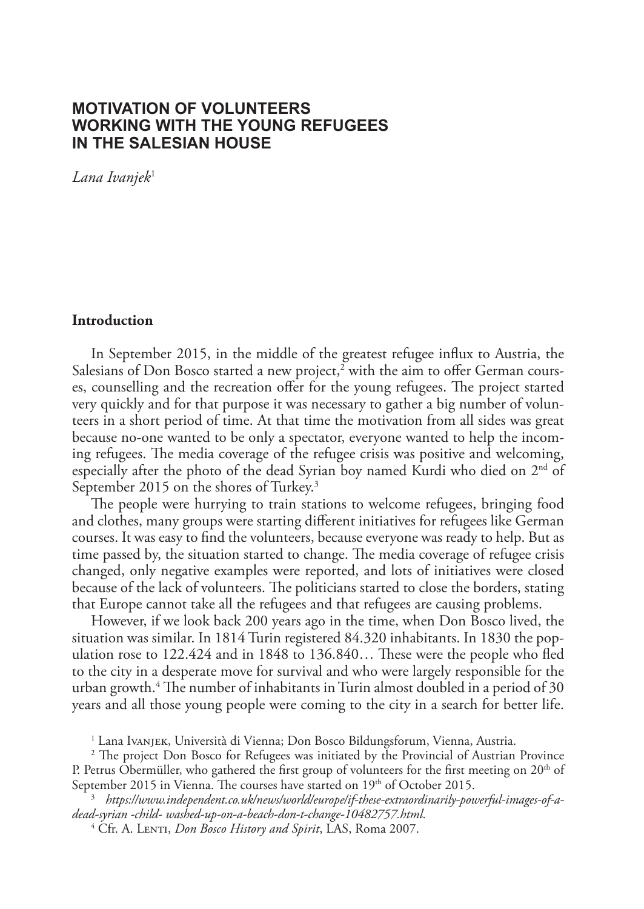# MOTIVATION OF VOLUNTEERS WORKING WITH THE YOUNG REFUGEES IN THE SALESIAN HOUSE

*Lana Ivanjek*[1]

## Introduction

In September 2015, in the middle of the greatest refugee influx to Austria, the Salesians of Don Bosco started a new project,[2] with the aim to offer German courses, counselling and the recreation offer for the young refugees. The project started very quickly and for that purpose it was necessary to gather a big number of volunteers in a short period of time. At that time the motivation from all sides was great because no-one wanted to be only a spectator, everyone wanted to help the incoming refugees. The media coverage of the refugee crisis was positive and welcoming, especially after the photo of the dead Syrian boy named Kurdi who died on 2nd of September 2015 on the shores of Turkey.[3]

The people were hurrying to train stations to welcome refugees, bringing food and clothes, many groups were starting different initiatives for refugees like German courses. It was easy to find the volunteers, because everyone was ready to help. But as time passed by, the situation started to change. The media coverage of refugee crisis changed, only negative examples were reported, and lots of initiatives were closed because of the lack of volunteers. The politicians started to close the borders, stating that Europe cannot take all the refugees and that refugees are causing problems.

However, if we look back 200 years ago in the time, when Don Bosco lived, the situation was similar. In 1814 Turin registered 84.320 inhabitants. In 1830 the population rose to 122.424 and in 1848 to 136.840… These were the people who fled to the city in a desperate move for survival and who were largely responsible for the urban growth.[4] The number of inhabitants in Turin almost doubled in a period of 30 years and all those young people were coming to the city in a search for better life.

---

[1] Lana Ivanjek, Università di Vienna; Don Bosco Bildungsforum, Vienna, Austria.

[2] The project Don Bosco for Refugees was initiated by the Provincial of Austrian Province P. Petrus Obermüller, who gathered the first group of volunteers for the first meeting on 20th of September 2015 in Vienna. The courses have started on 19th of October 2015.

[3] *https://www.independent.co.uk/news/world/europe/if-these-extraordinarily-powerful-images-of-a-dead-syrian -child- washed-up-on-a-beach-don-t-change-10482757.html*.

[4] Cfr. A. Lenti, *Don Bosco History and Spirit*, LAS, Roma 2007.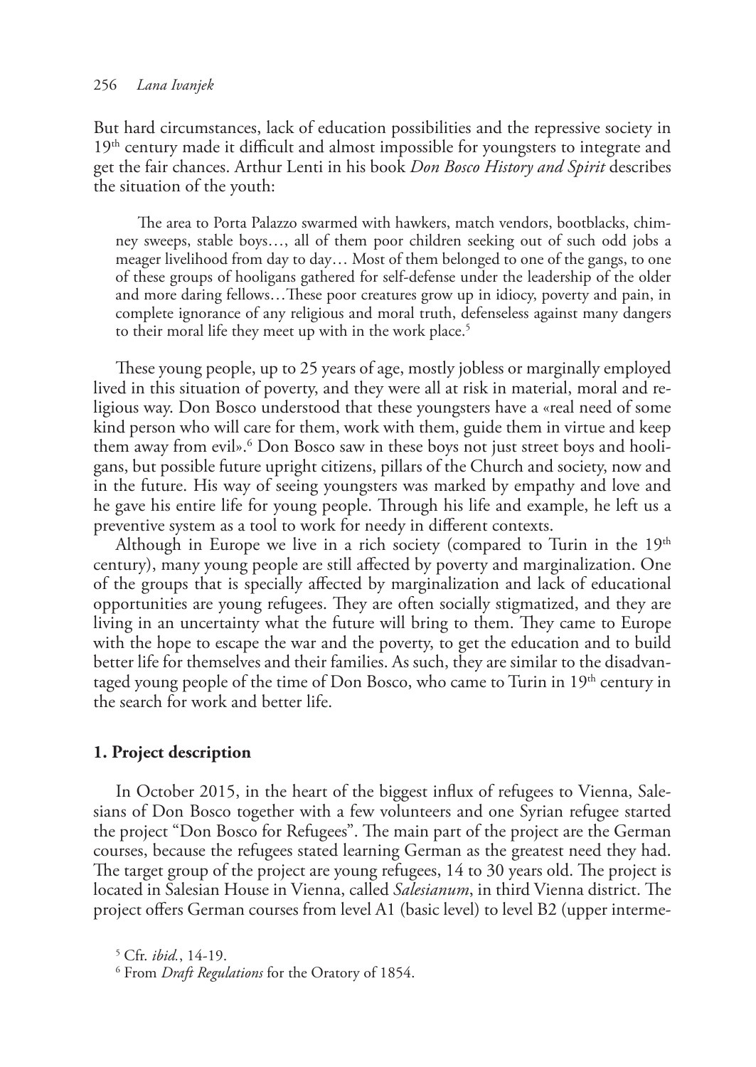But hard circumstances, lack of education possibilities and the repressive society in 19th century made it difficult and almost impossible for youngsters to integrate and get the fair chances. Arthur Lenti in his book *Don Bosco History and Spirit* describes the situation of the youth:

> The area to Porta Palazzo swarmed with hawkers, match vendors, bootblacks, chimney sweeps, stable boys…, all of them poor children seeking out of such odd jobs a meager livelihood from day to day… Most of them belonged to one of the gangs, to one of these groups of hooligans gathered for self-defense under the leadership of the older and more daring fellows…These poor creatures grow up in idiocy, poverty and pain, in complete ignorance of any religious and moral truth, defenseless against many dangers to their moral life they meet up with in the work place.[5]

These young people, up to 25 years of age, mostly jobless or marginally employed lived in this situation of poverty, and they were all at risk in material, moral and religious way. Don Bosco understood that these youngsters have a «real need of some kind person who will care for them, work with them, guide them in virtue and keep them away from evil».[6] Don Bosco saw in these boys not just street boys and hooligans, but possible future upright citizens, pillars of the Church and society, now and in the future. His way of seeing youngsters was marked by empathy and love and he gave his entire life for young people. Through his life and example, he left us a preventive system as a tool to work for needy in different contexts.

Although in Europe we live in a rich society (compared to Turin in the 19th century), many young people are still affected by poverty and marginalization. One of the groups that is specially affected by marginalization and lack of educational opportunities are young refugees. They are often socially stigmatized, and they are living in an uncertainty what the future will bring to them. They came to Europe with the hope to escape the war and the poverty, to get the education and to build better life for themselves and their families. As such, they are similar to the disadvantaged young people of the time of Don Bosco, who came to Turin in 19th century in the search for work and better life.

## 1. Project description

In October 2015, in the heart of the biggest influx of refugees to Vienna, Salesians of Don Bosco together with a few volunteers and one Syrian refugee started the project "Don Bosco for Refugees". The main part of the project are the German courses, because the refugees stated learning German as the greatest need they had. The target group of the project are young refugees, 14 to 30 years old. The project is located in Salesian House in Vienna, called *Salesianum*, in third Vienna district. The project offers German courses from level A1 (basic level) to level B2 (upper interme-

[5] Cfr. *ibid.*, 14-19.

[6] From *Draft Regulations* for the Oratory of 1854.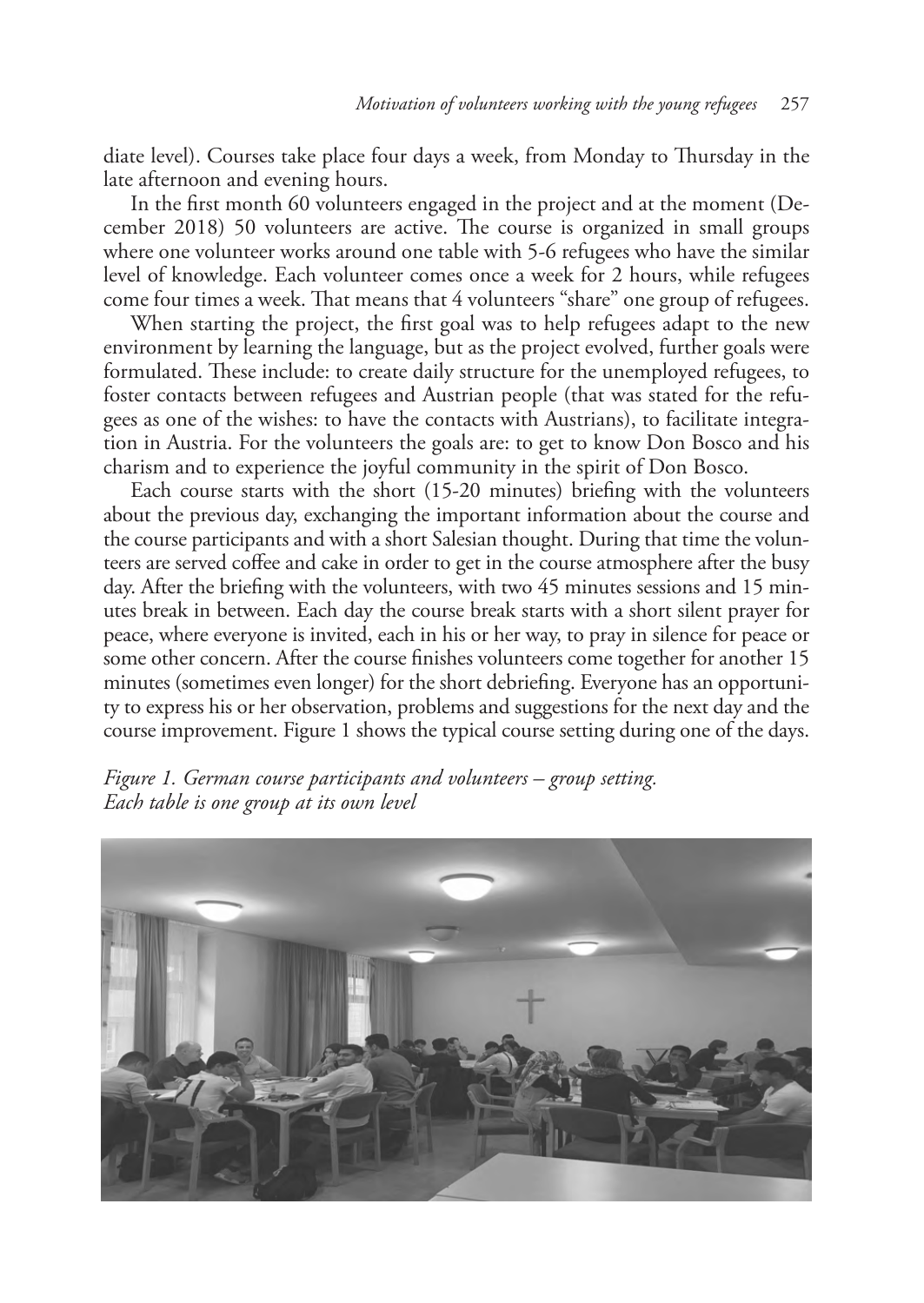diate level). Courses take place four days a week, from Monday to Thursday in the late afternoon and evening hours.

In the first month 60 volunteers engaged in the project and at the moment (December 2018) 50 volunteers are active. The course is organized in small groups where one volunteer works around one table with 5-6 refugees who have the similar level of knowledge. Each volunteer comes once a week for 2 hours, while refugees come four times a week. That means that 4 volunteers "share" one group of refugees.

When starting the project, the first goal was to help refugees adapt to the new environment by learning the language, but as the project evolved, further goals were formulated. These include: to create daily structure for the unemployed refugees, to foster contacts between refugees and Austrian people (that was stated for the refugees as one of the wishes: to have the contacts with Austrians), to facilitate integration in Austria. For the volunteers the goals are: to get to know Don Bosco and his charism and to experience the joyful community in the spirit of Don Bosco.

Each course starts with the short (15-20 minutes) briefing with the volunteers about the previous day, exchanging the important information about the course and the course participants and with a short Salesian thought. During that time the volunteers are served coffee and cake in order to get in the course atmosphere after the busy day. After the briefing with the volunteers, with two 45 minutes sessions and 15 minutes break in between. Each day the course break starts with a short silent prayer for peace, where everyone is invited, each in his or her way, to pray in silence for peace or some other concern. After the course finishes volunteers come together for another 15 minutes (sometimes even longer) for the short debriefing. Everyone has an opportunity to express his or her observation, problems and suggestions for the next day and the course improvement. Figure 1 shows the typical course setting during one of the days.

*Figure 1. German course participants and volunteers – group setting. Each table is one group at its own level*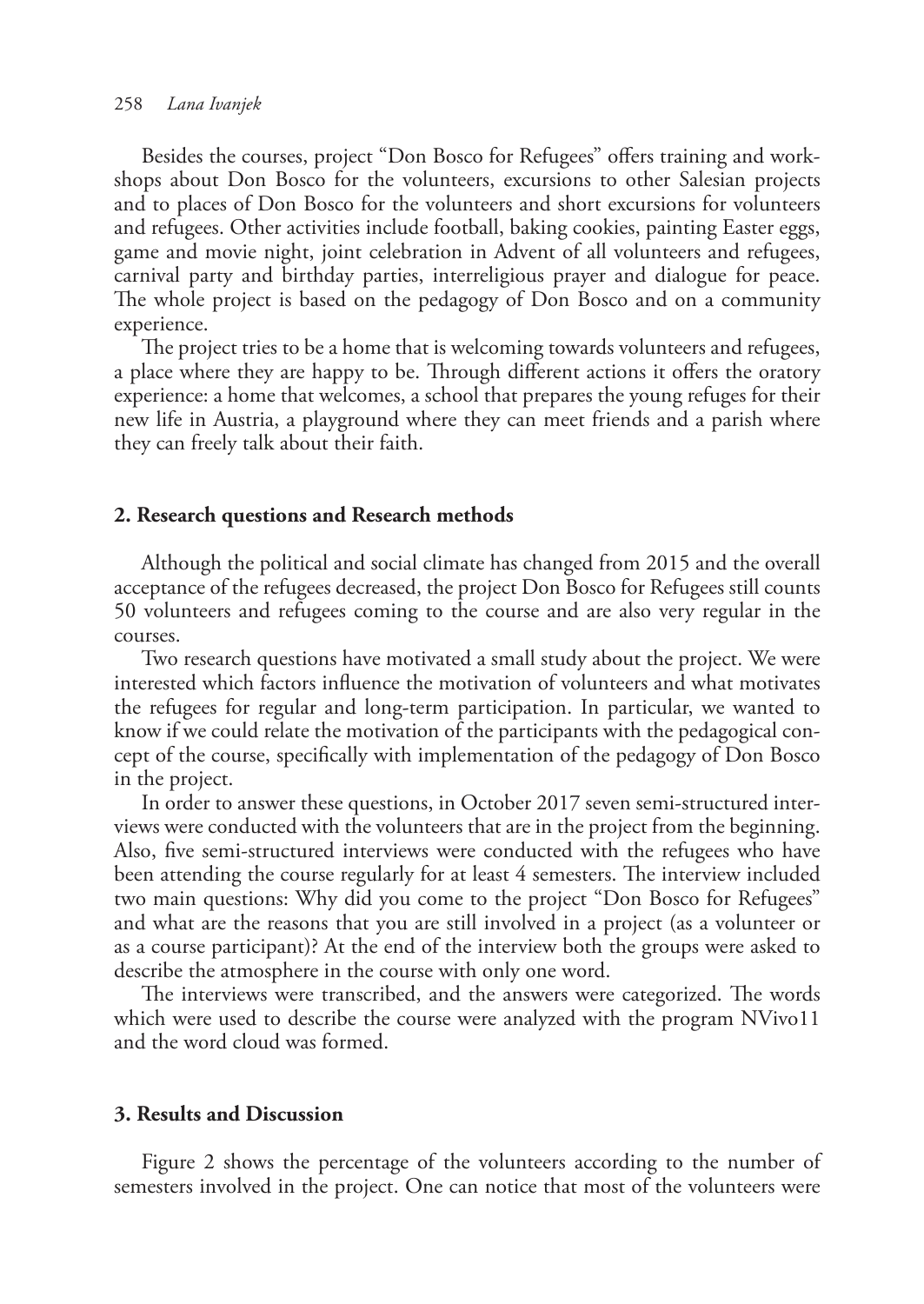Besides the courses, project "Don Bosco for Refugees" offers training and workshops about Don Bosco for the volunteers, excursions to other Salesian projects and to places of Don Bosco for the volunteers and short excursions for volunteers and refugees. Other activities include football, baking cookies, painting Easter eggs, game and movie night, joint celebration in Advent of all volunteers and refugees, carnival party and birthday parties, interreligious prayer and dialogue for peace. The whole project is based on the pedagogy of Don Bosco and on a community experience.

The project tries to be a home that is welcoming towards volunteers and refugees, a place where they are happy to be. Through different actions it offers the oratory experience: a home that welcomes, a school that prepares the young refuges for their new life in Austria, a playground where they can meet friends and a parish where they can freely talk about their faith.

## 2. Research questions and Research methods

Although the political and social climate has changed from 2015 and the overall acceptance of the refugees decreased, the project Don Bosco for Refugees still counts 50 volunteers and refugees coming to the course and are also very regular in the courses.

Two research questions have motivated a small study about the project. We were interested which factors influence the motivation of volunteers and what motivates the refugees for regular and long-term participation. In particular, we wanted to know if we could relate the motivation of the participants with the pedagogical concept of the course, specifically with implementation of the pedagogy of Don Bosco in the project.

In order to answer these questions, in October 2017 seven semi-structured interviews were conducted with the volunteers that are in the project from the beginning. Also, five semi-structured interviews were conducted with the refugees who have been attending the course regularly for at least 4 semesters. The interview included two main questions: Why did you come to the project "Don Bosco for Refugees" and what are the reasons that you are still involved in a project (as a volunteer or as a course participant)? At the end of the interview both the groups were asked to describe the atmosphere in the course with only one word.

The interviews were transcribed, and the answers were categorized. The words which were used to describe the course were analyzed with the program NVivo11 and the word cloud was formed.

## 3. Results and Discussion

Figure 2 shows the percentage of the volunteers according to the number of semesters involved in the project. One can notice that most of the volunteers were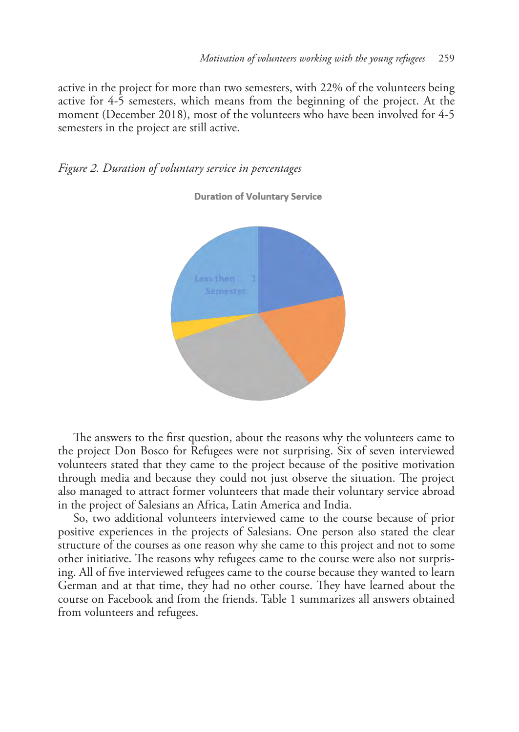active in the project for more than two semesters, with 22% of the volunteers being active for 4-5 semesters, which means from the beginning of the project. At the moment (December 2018), most of the volunteers who have been involved for 4-5 semesters in the project are still active.

*Figure 2. Duration of voluntary service in percentages*

**Duration of Voluntary Service**

The answers to the first question, about the reasons why the volunteers came to the project Don Bosco for Refugees were not surprising. Six of seven interviewed volunteers stated that they came to the project because of the positive motivation through media and because they could not just observe the situation. The project also managed to attract former volunteers that made their voluntary service abroad in the project of Salesians an Africa, Latin America and India.

So, two additional volunteers interviewed came to the course because of prior positive experiences in the projects of Salesians. One person also stated the clear structure of the courses as one reason why she came to this project and not to some other initiative. The reasons why refugees came to the course were also not surprising. All of five interviewed refugees came to the course because they wanted to learn German and at that time, they had no other course. They have learned about the course on Facebook and from the friends. Table 1 summarizes all answers obtained from volunteers and refugees.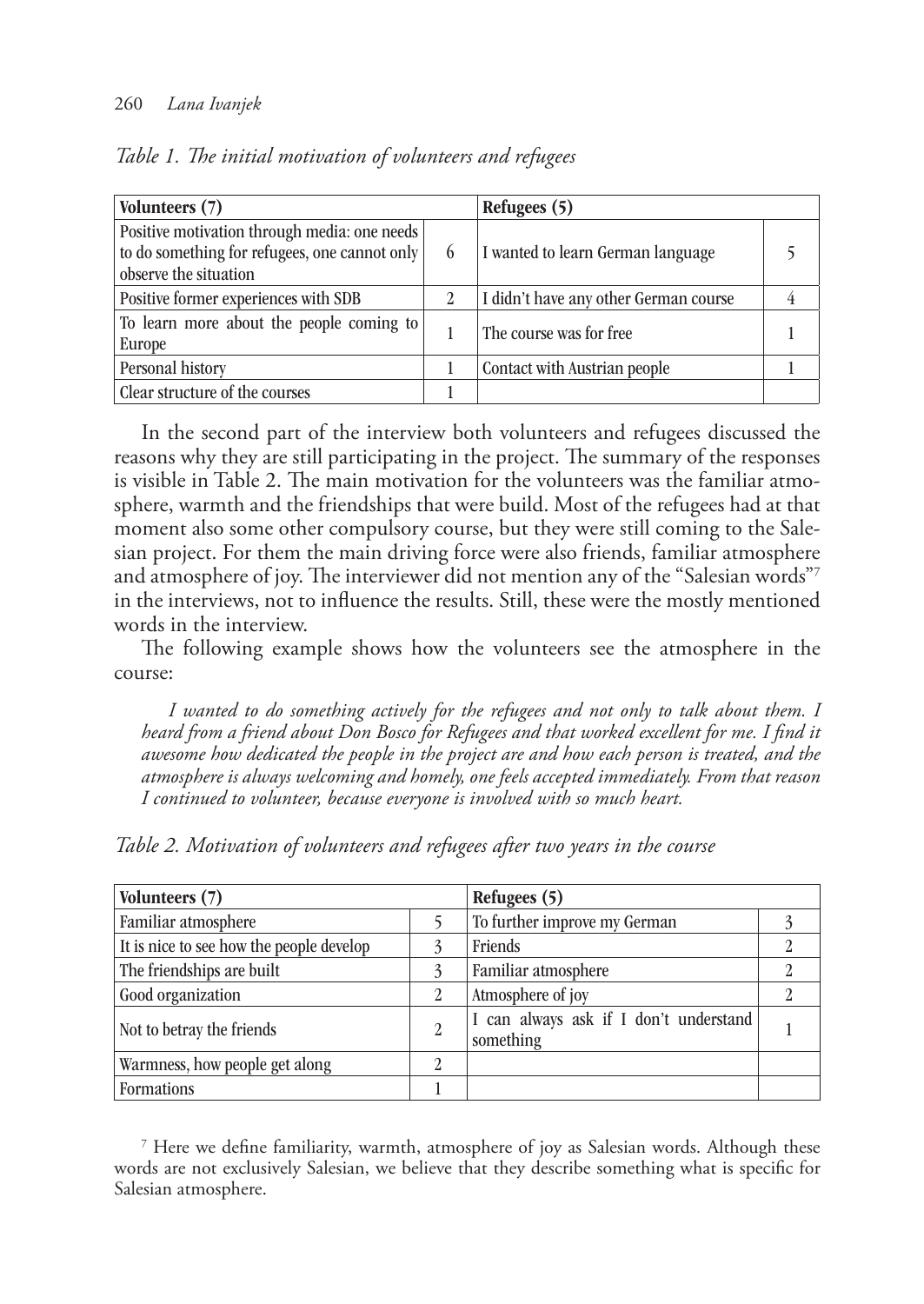*Table 1. The initial motivation of volunteers and refugees*

| Volunteers (7) | | Refugees (5) | |
|---|---|---|---|
| Positive motivation through media: one needs to do something for refugees, one cannot only observe the situation | 6 | I wanted to learn German language | 5 |
| Positive former experiences with SDB | 2 | I didn't have any other German course | 4 |
| To learn more about the people coming to Europe | 1 | The course was for free | 1 |
| Personal history | 1 | Contact with Austrian people | 1 |
| Clear structure of the courses | 1 | | |

In the second part of the interview both volunteers and refugees discussed the reasons why they are still participating in the project. The summary of the responses is visible in Table 2. The main motivation for the volunteers was the familiar atmosphere, warmth and the friendships that were build. Most of the refugees had at that moment also some other compulsory course, but they were still coming to the Salesian project. For them the main driving force were also friends, familiar atmosphere and atmosphere of joy. The interviewer did not mention any of the "Salesian words"[7] in the interviews, not to influence the results. Still, these were the mostly mentioned words in the interview.

The following example shows how the volunteers see the atmosphere in the course:

*I wanted to do something actively for the refugees and not only to talk about them. I heard from a friend about Don Bosco for Refugees and that worked excellent for me. I find it awesome how dedicated the people in the project are and how each person is treated, and the atmosphere is always welcoming and homely, one feels accepted immediately. From that reason I continued to volunteer, because everyone is involved with so much heart.*

*Table 2. Motivation of volunteers and refugees after two years in the course*

| Volunteers (7) | | Refugees (5) | |
|---|---|---|---|
| Familiar atmosphere | 5 | To further improve my German | 3 |
| It is nice to see how the people develop | 3 | Friends | 2 |
| The friendships are built | 3 | Familiar atmosphere | 2 |
| Good organization | 2 | Atmosphere of joy | 2 |
| Not to betray the friends | 2 | I can always ask if I don't understand something | 1 |
| Warmness, how people get along | 2 | | |
| Formations | 1 | | |

[7] Here we define familiarity, warmth, atmosphere of joy as Salesian words. Although these words are not exclusively Salesian, we believe that they describe something what is specific for Salesian atmosphere.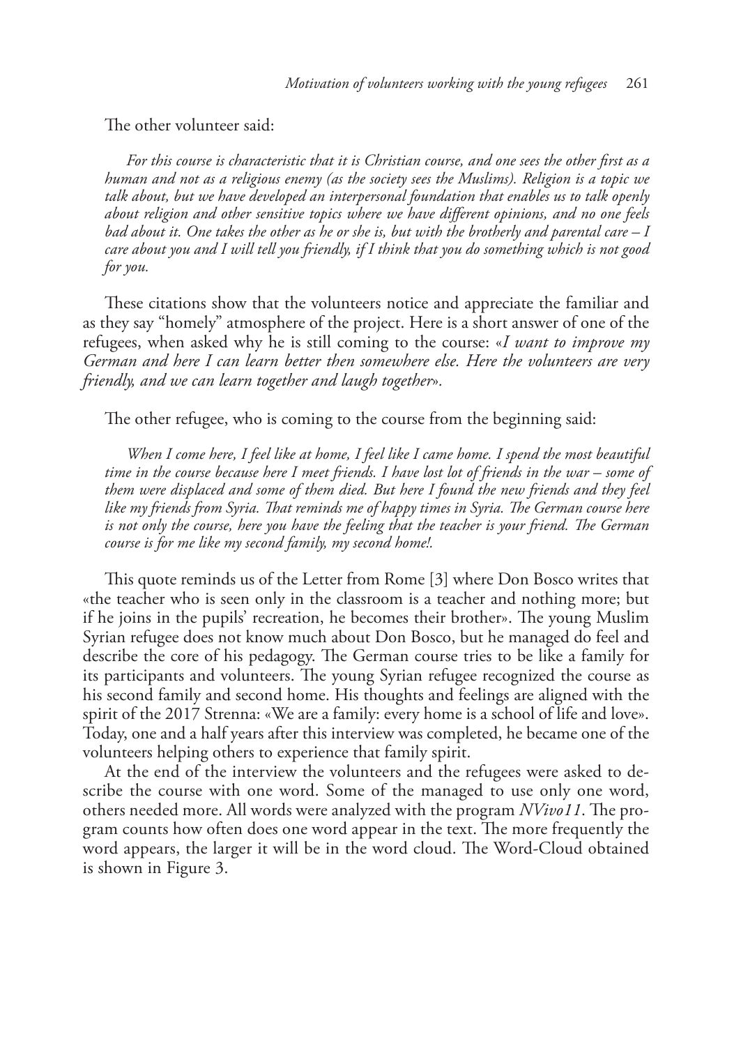The other volunteer said:

> *For this course is characteristic that it is Christian course, and one sees the other first as a human and not as a religious enemy (as the society sees the Muslims). Religion is a topic we talk about, but we have developed an interpersonal foundation that enables us to talk openly about religion and other sensitive topics where we have different opinions, and no one feels bad about it. One takes the other as he or she is, but with the brotherly and parental care – I care about you and I will tell you friendly, if I think that you do something which is not good for you.*

These citations show that the volunteers notice and appreciate the familiar and as they say "homely" atmosphere of the project. Here is a short answer of one of the refugees, when asked why he is still coming to the course: «*I want to improve my German and here I can learn better then somewhere else. Here the volunteers are very friendly, and we can learn together and laugh together*».

The other refugee, who is coming to the course from the beginning said:

> *When I come here, I feel like at home, I feel like I came home. I spend the most beautiful time in the course because here I meet friends. I have lost lot of friends in the war – some of them were displaced and some of them died. But here I found the new friends and they feel like my friends from Syria. That reminds me of happy times in Syria. The German course here is not only the course, here you have the feeling that the teacher is your friend. The German course is for me like my second family, my second home!.*

This quote reminds us of the Letter from Rome [3] where Don Bosco writes that «the teacher who is seen only in the classroom is a teacher and nothing more; but if he joins in the pupils' recreation, he becomes their brother». The young Muslim Syrian refugee does not know much about Don Bosco, but he managed do feel and describe the core of his pedagogy. The German course tries to be like a family for its participants and volunteers. The young Syrian refugee recognized the course as his second family and second home. His thoughts and feelings are aligned with the spirit of the 2017 Strenna: «We are a family: every home is a school of life and love». Today, one and a half years after this interview was completed, he became one of the volunteers helping others to experience that family spirit.

At the end of the interview the volunteers and the refugees were asked to describe the course with one word. Some of the managed to use only one word, others needed more. All words were analyzed with the program *NVivo11*. The program counts how often does one word appear in the text. The more frequently the word appears, the larger it will be in the word cloud. The Word-Cloud obtained is shown in Figure 3.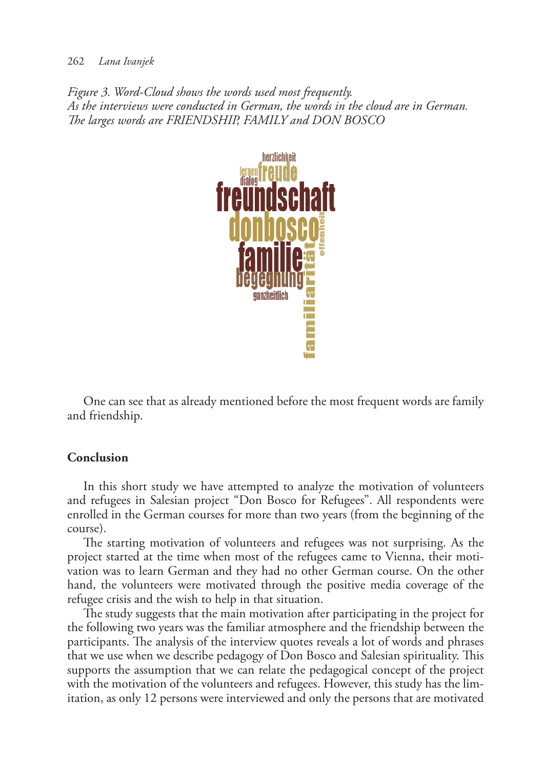*Figure 3. Word-Cloud shows the words used most frequently.*
*As the interviews were conducted in German, the words in the cloud are in German.*
*The larges words are FRIENDSHIP, FAMILY and DON BOSCO*

One can see that as already mentioned before the most frequent words are family and friendship.

## Conclusion

In this short study we have attempted to analyze the motivation of volunteers and refugees in Salesian project "Don Bosco for Refugees". All respondents were enrolled in the German courses for more than two years (from the beginning of the course).

The starting motivation of volunteers and refugees was not surprising. As the project started at the time when most of the refugees came to Vienna, their motivation was to learn German and they had no other German course. On the other hand, the volunteers were motivated through the positive media coverage of the refugee crisis and the wish to help in that situation.

The study suggests that the main motivation after participating in the project for the following two years was the familiar atmosphere and the friendship between the participants. The analysis of the interview quotes reveals a lot of words and phrases that we use when we describe pedagogy of Don Bosco and Salesian spirituality. This supports the assumption that we can relate the pedagogical concept of the project with the motivation of the volunteers and refugees. However, this study has the limitation, as only 12 persons were interviewed and only the persons that are motivated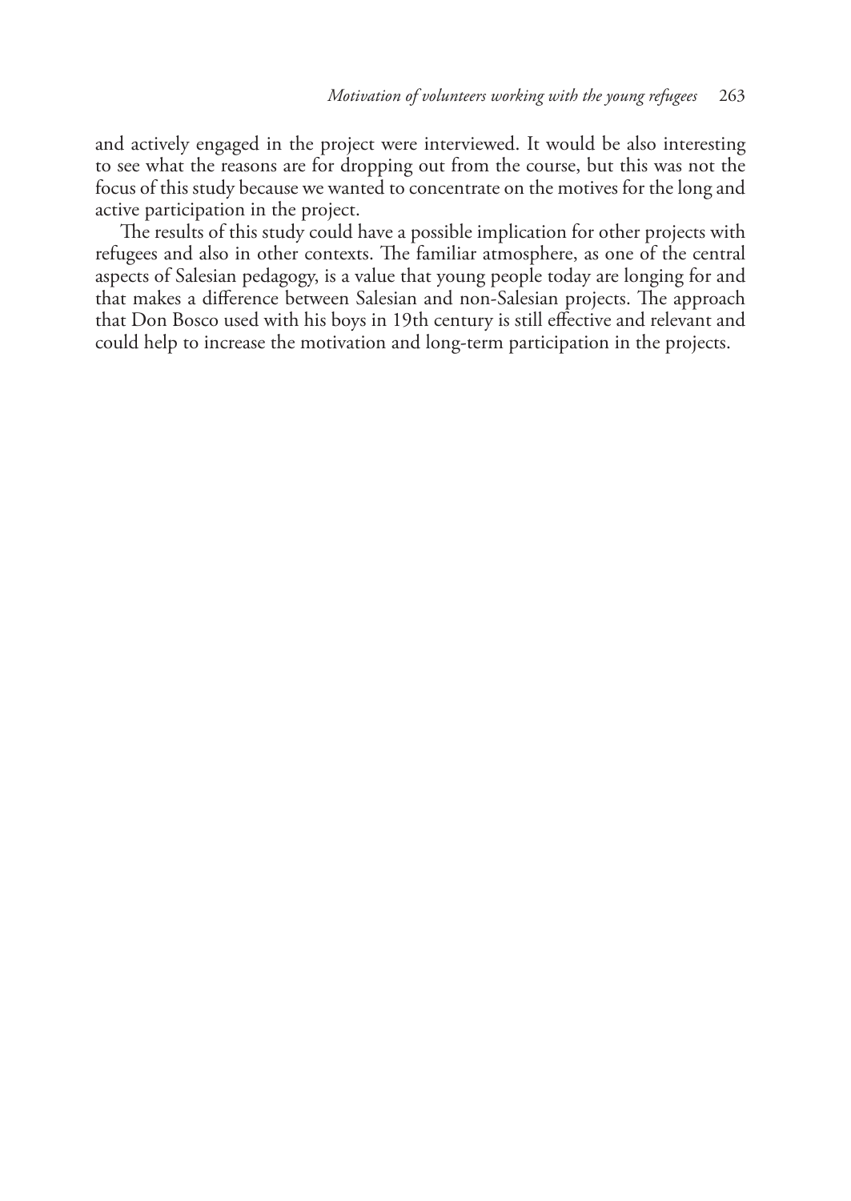and actively engaged in the project were interviewed. It would be also interesting to see what the reasons are for dropping out from the course, but this was not the focus of this study because we wanted to concentrate on the motives for the long and active participation in the project.

The results of this study could have a possible implication for other projects with refugees and also in other contexts. The familiar atmosphere, as one of the central aspects of Salesian pedagogy, is a value that young people today are longing for and that makes a difference between Salesian and non-Salesian projects. The approach that Don Bosco used with his boys in 19th century is still effective and relevant and could help to increase the motivation and long-term participation in the projects.